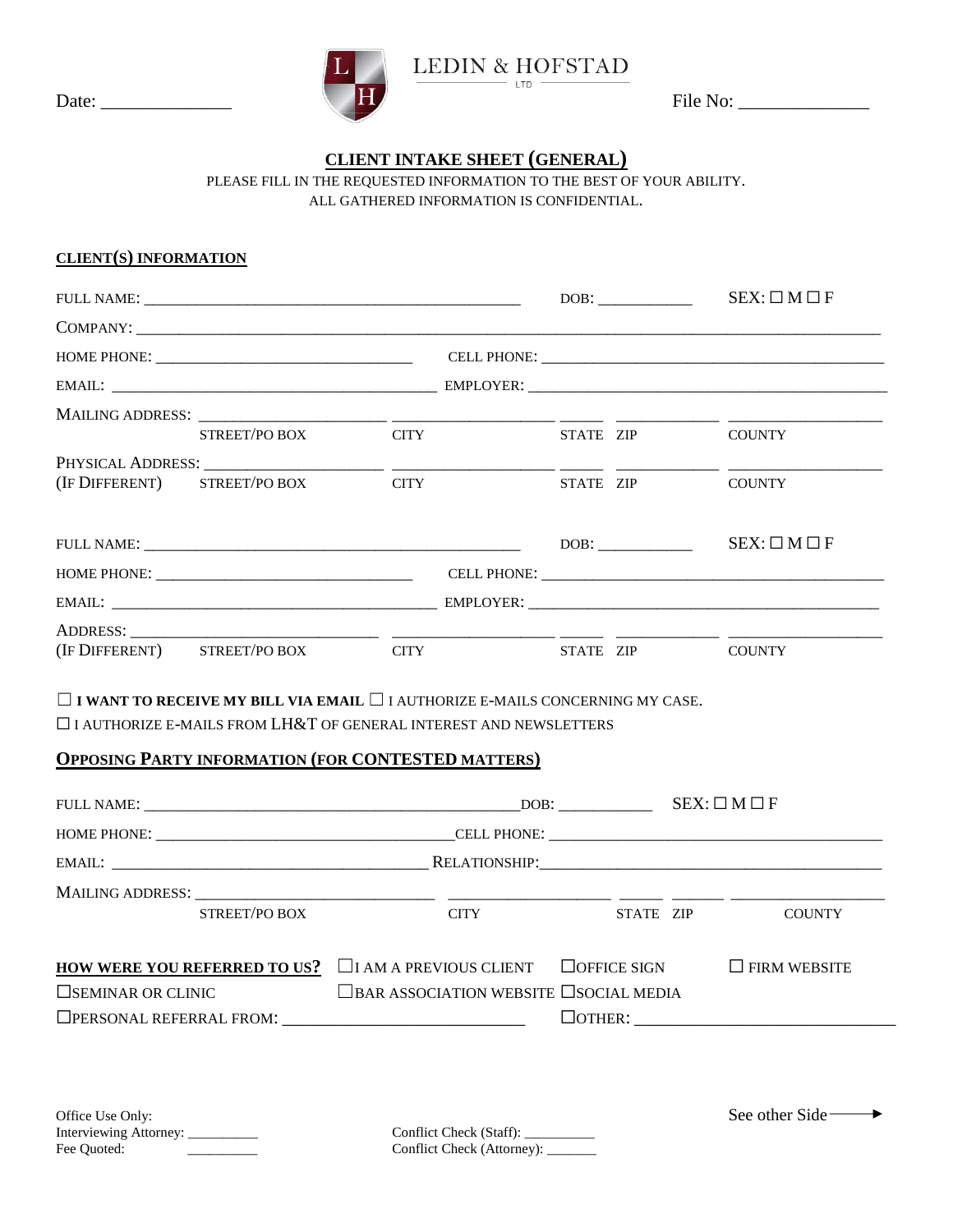LEDIN & HOFSTAD LTD

Date: _____________ File No: _____________

## CLIENT INTAKE SHEET (GENERAL)

PLEASE FILL IN THE REQUESTED INFORMATION TO THE BEST OF YOUR ABILITY.
ALL GATHERED INFORMATION IS CONFIDENTIAL.

### CLIENT(S) INFORMATION

FULL NAME: _______________________________________________ DOB: ___________ SEX: ☐ M ☐ F

COMPANY: ____________________________________________________________________________

HOME PHONE: ________________________________ CELL PHONE: ___________________________________________

EMAIL: ________________________________________ EMPLOYER: ______________________________________________

MAILING ADDRESS: ______________________ ____________________ _____ ____________ ___________________
STREET/PO BOX CITY STATE ZIP COUNTY

PHYSICAL ADDRESS: ______________________ ____________________ _____ ____________ ___________________
(IF DIFFERENT) STREET/PO BOX CITY STATE ZIP COUNTY

FULL NAME: _______________________________________________ DOB: ___________ SEX: ☐ M ☐ F

HOME PHONE: ________________________________ CELL PHONE: ___________________________________________

EMAIL: ________________________________________ EMPLOYER: ______________________________________________

ADDRESS: ______________________________ ____________________ _____ ____________ ___________________
(IF DIFFERENT) STREET/PO BOX CITY STATE ZIP COUNTY

☐ **I WANT TO RECEIVE MY BILL VIA EMAIL** ☐ I AUTHORIZE E-MAILS CONCERNING MY CASE.
☐ I AUTHORIZE E-MAILS FROM LH&T OF GENERAL INTEREST AND NEWSLETTERS

### OPPOSING PARTY INFORMATION (FOR CONTESTED MATTERS)

FULL NAME: _______________________________________________DOB: ___________ SEX: ☐ M ☐ F

HOME PHONE: _____________________________________CELL PHONE: ___________________________________________

EMAIL: ______________________________________ RELATIONSHIP:_________________________________________

MAILING ADDRESS: ____________________________ ____________________ _____ ______ ___________________
STREET/PO BOX CITY STATE ZIP COUNTY

**HOW WERE YOU REFERRED TO US?** ☐I AM A PREVIOUS CLIENT ☐OFFICE SIGN ☐ FIRM WEBSITE
☐SEMINAR OR CLINIC ☐BAR ASSOCIATION WEBSITE ☐SOCIAL MEDIA
☐PERSONAL REFERRAL FROM: ____________________________ ☐OTHER: ______________________________

Office Use Only:
Interviewing Attorney: __________ Conflict Check (Staff): __________
Fee Quoted: __________ Conflict Check (Attorney): _______

See other Side ⟶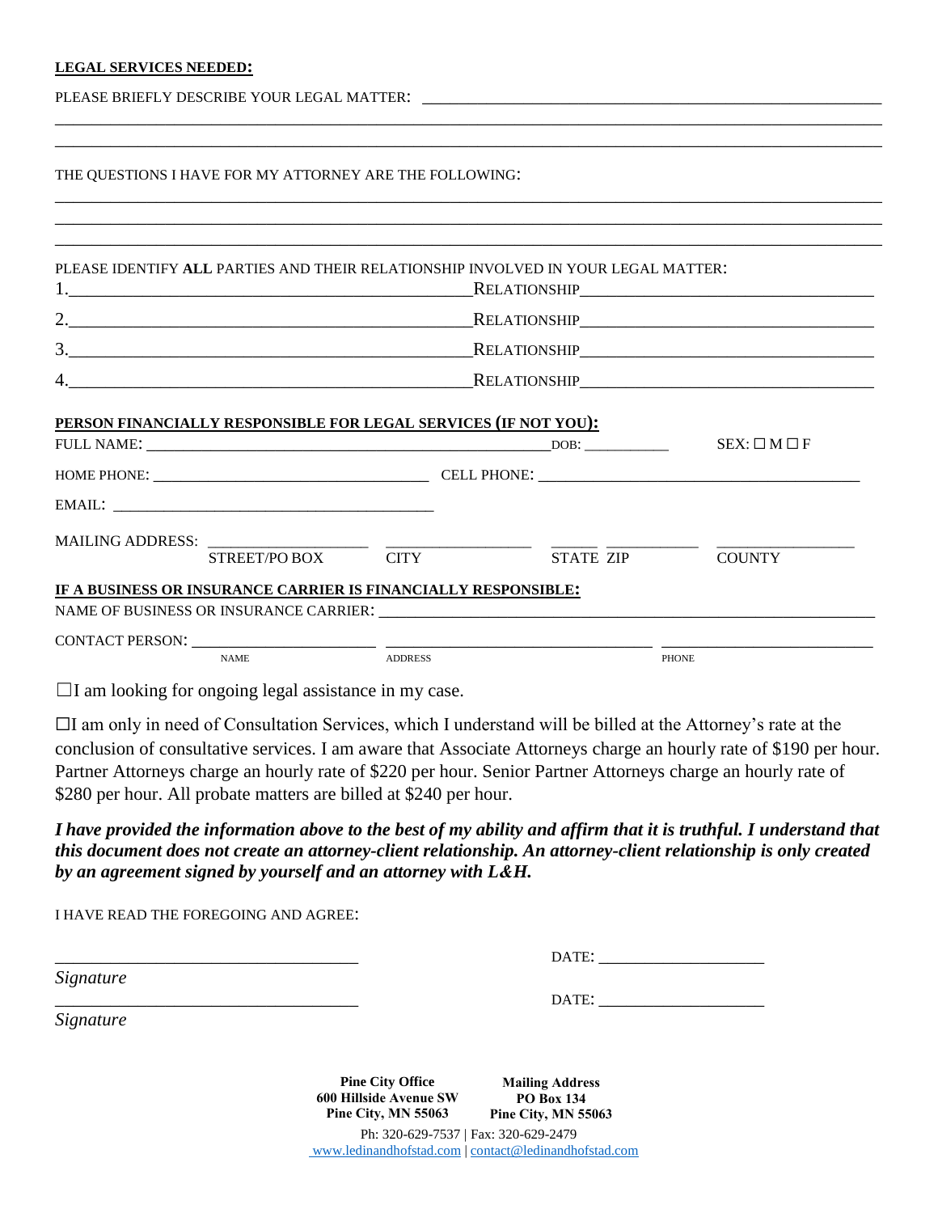**LEGAL SERVICES NEEDED:**

PLEASE BRIEFLY DESCRIBE YOUR LEGAL MATTER: ____________________________________________

____________________________________________

____________________________________________

THE QUESTIONS I HAVE FOR MY ATTORNEY ARE THE FOLLOWING:

____________________________________________

____________________________________________

____________________________________________

PLEASE IDENTIFY **ALL** PARTIES AND THEIR RELATIONSHIP INVOLVED IN YOUR LEGAL MATTER:

1.____________________________ RELATIONSHIP____________________________

2.____________________________ RELATIONSHIP____________________________

3.____________________________ RELATIONSHIP____________________________

4.____________________________ RELATIONSHIP____________________________

**PERSON FINANCIALLY RESPONSIBLE FOR LEGAL SERVICES (IF NOT YOU):**

FULL NAME: ____________________________ DOB: ___________ SEX: ☐ M ☐ F

HOME PHONE: ____________________________ CELL PHONE: ____________________________

EMAIL: ____________________________

MAILING ADDRESS: ________________ ________________ ______ __________ ________________

STREET/PO BOX CITY STATE ZIP COUNTY

**IF A BUSINESS OR INSURANCE CARRIER IS FINANCIALLY RESPONSIBLE:**

NAME OF BUSINESS OR INSURANCE CARRIER: ____________________________

CONTACT PERSON: ________________ ________________________ ____________________

NAME ADDRESS PHONE

☐I am looking for ongoing legal assistance in my case.

☐I am only in need of Consultation Services, which I understand will be billed at the Attorney's rate at the conclusion of consultative services. I am aware that Associate Attorneys charge an hourly rate of $190 per hour. Partner Attorneys charge an hourly rate of $220 per hour. Senior Partner Attorneys charge an hourly rate of $280 per hour. All probate matters are billed at $240 per hour.

***I have provided the information above to the best of my ability and affirm that it is truthful. I understand that this document does not create an attorney-client relationship. An attorney-client relationship is only created by an agreement signed by yourself and an attorney with L&H.***

I HAVE READ THE FOREGOING AND AGREE:

____________________________ DATE: ____________________

*Signature*

____________________________ DATE: ____________________

*Signature*

**Pine City Office**
**600 Hillside Avenue SW**
**Pine City, MN 55063**

**Mailing Address**
**PO Box 134**
**Pine City, MN 55063**

Ph: 320-629-7537 | Fax: 320-629-2479

www.ledinandhofstad.com | contact@ledinandhofstad.com